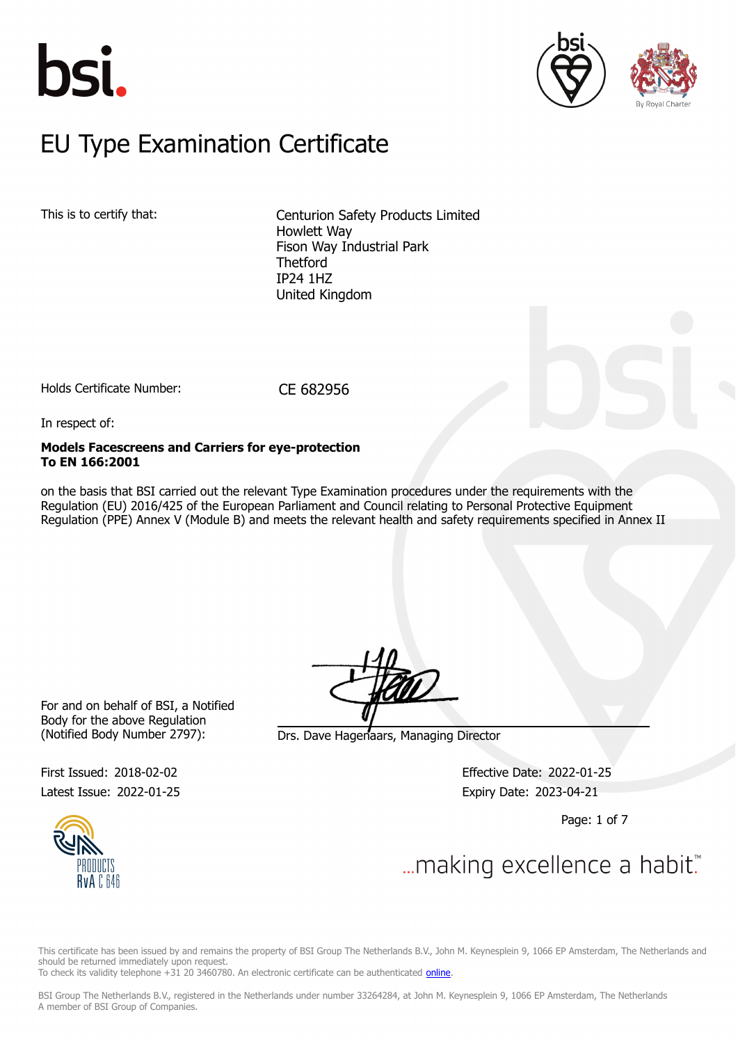# EU Type Examination Certificate

This is to certify that:

Centurion Safety Products Limited
Howlett Way
Fison Way Industrial Park
Thetford
IP24 1HZ
United Kingdom

Holds Certificate Number: CE 682956

In respect of:

**Models Facescreens and Carriers for eye-protection**
**To EN 166:2001**

on the basis that BSI carried out the relevant Type Examination procedures under the requirements with the Regulation (EU) 2016/425 of the European Parliament and Council relating to Personal Protective Equipment Regulation (PPE) Annex V (Module B) and meets the relevant health and safety requirements specified in Annex II

For and on behalf of BSI, a Notified Body for the above Regulation (Notified Body Number 2797):

Drs. Dave Hagenaars, Managing Director

First Issued: 2018-02-02
Latest Issue: 2022-01-25

Effective Date: 2022-01-25
Expiry Date: 2023-04-21

...making excellence a habit.™

This certificate has been issued by and remains the property of BSI Group The Netherlands B.V., John M. Keynesplein 9, 1066 EP Amsterdam, The Netherlands and should be returned immediately upon request.
To check its validity telephone +31 20 3460780. An electronic certificate can be authenticated online.

BSI Group The Netherlands B.V., registered in the Netherlands under number 33264284, at John M. Keynesplein 9, 1066 EP Amsterdam, The Netherlands
A member of BSI Group of Companies.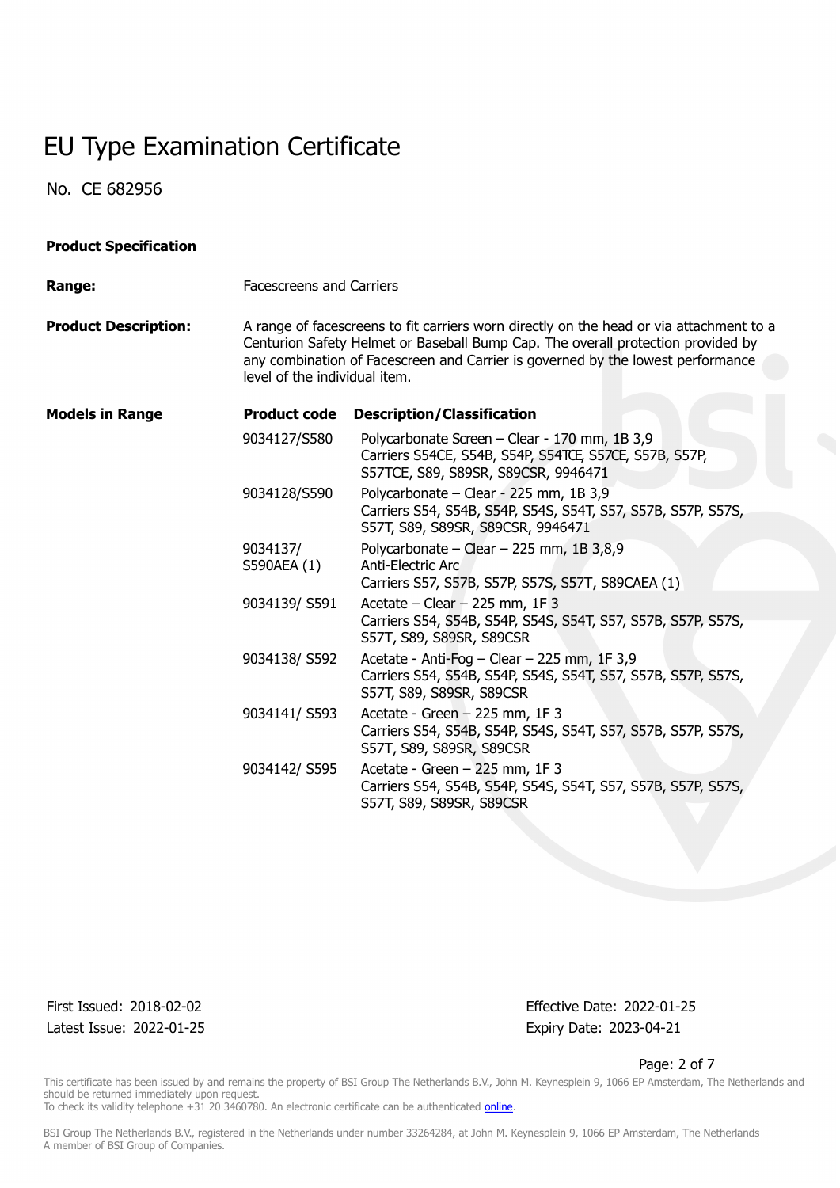# EU Type Examination Certificate

No. CE 682956

**Product Specification**

**Range:** Facescreens and Carriers

**Product Description:** A range of facescreens to fit carriers worn directly on the head or via attachment to a Centurion Safety Helmet or Baseball Bump Cap. The overall protection provided by any combination of Facescreen and Carrier is governed by the lowest performance level of the individual item.

**Models in Range**

| Product code | Description/Classification |
|---|---|
| 9034127/S580 | Polycarbonate Screen – Clear - 170 mm, 1B 3,9<br>Carriers S54CE, S54B, S54P, S54TCE, S57CE, S57B, S57P, S57TCE, S89, S89SR, S89CSR, 9946471 |
| 9034128/S590 | Polycarbonate – Clear - 225 mm, 1B 3,9<br>Carriers S54, S54B, S54P, S54S, S54T, S57, S57B, S57P, S57S, S57T, S89, S89SR, S89CSR, 9946471 |
| 9034137/ S590AEA (1) | Polycarbonate – Clear – 225 mm, 1B 3,8,9<br>Anti-Electric Arc<br>Carriers S57, S57B, S57P, S57S, S57T, S89CAEA (1) |
| 9034139/ S591 | Acetate – Clear – 225 mm, 1F 3<br>Carriers S54, S54B, S54P, S54S, S54T, S57, S57B, S57P, S57S, S57T, S89, S89SR, S89CSR |
| 9034138/ S592 | Acetate - Anti-Fog – Clear – 225 mm, 1F 3,9<br>Carriers S54, S54B, S54P, S54S, S54T, S57, S57B, S57P, S57S, S57T, S89, S89SR, S89CSR |
| 9034141/ S593 | Acetate - Green – 225 mm, 1F 3<br>Carriers S54, S54B, S54P, S54S, S54T, S57, S57B, S57P, S57S, S57T, S89, S89SR, S89CSR |
| 9034142/ S595 | Acetate - Green – 225 mm, 1F 3<br>Carriers S54, S54B, S54P, S54S, S54T, S57, S57B, S57P, S57S, S57T, S89, S89SR, S89CSR |

First Issued: 2018-02-02
Latest Issue: 2022-01-25

Effective Date: 2022-01-25
Expiry Date: 2023-04-21

This certificate has been issued by and remains the property of BSI Group The Netherlands B.V., John M. Keynesplein 9, 1066 EP Amsterdam, The Netherlands and should be returned immediately upon request.
To check its validity telephone +31 20 3460780. An electronic certificate can be authenticated online.

BSI Group The Netherlands B.V., registered in the Netherlands under number 33264284, at John M. Keynesplein 9, 1066 EP Amsterdam, The Netherlands
A member of BSI Group of Companies.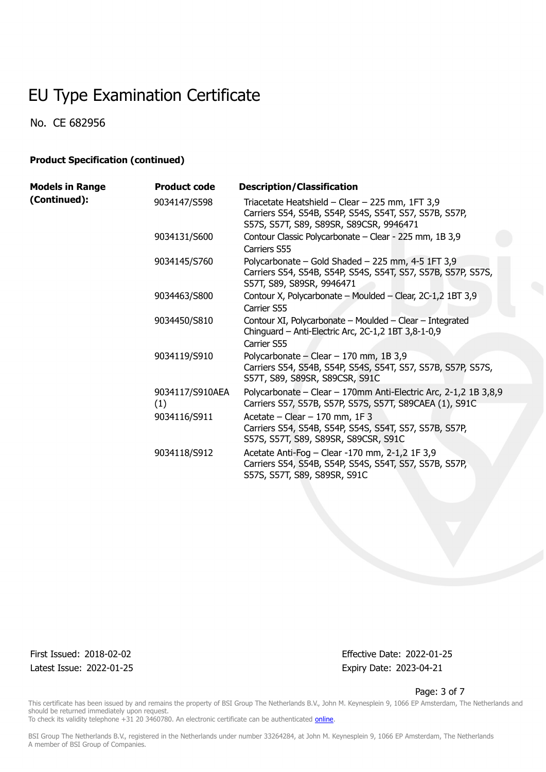# EU Type Examination Certificate

No. CE 682956

**Product Specification (continued)**

| Models in Range (Continued): | Product code | Description/Classification |
|---|---|---|
| | 9034147/S598 | Triacetate Heatshield – Clear – 225 mm, 1FT 3,9<br>Carriers S54, S54B, S54P, S54S, S54T, S57, S57B, S57P, S57S, S57T, S89, S89SR, S89CSR, 9946471 |
| | 9034131/S600 | Contour Classic Polycarbonate – Clear - 225 mm, 1B 3,9<br>Carriers S55 |
| | 9034145/S760 | Polycarbonate – Gold Shaded – 225 mm, 4-5 1FT 3,9<br>Carriers S54, S54B, S54P, S54S, S54T, S57, S57B, S57P, S57S, S57T, S89, S89SR, 9946471 |
| | 9034463/S800 | Contour X, Polycarbonate – Moulded – Clear, 2C-1,2 1BT 3,9<br>Carrier S55 |
| | 9034450/S810 | Contour XI, Polycarbonate – Moulded – Clear – Integrated Chinguard – Anti-Electric Arc, 2C-1,2 1BT 3,8-1-0,9<br>Carrier S55 |
| | 9034119/S910 | Polycarbonate – Clear – 170 mm, 1B 3,9<br>Carriers S54, S54B, S54P, S54S, S54T, S57, S57B, S57P, S57S, S57T, S89, S89SR, S89CSR, S91C |
| | 9034117/S910AEA (1) | Polycarbonate – Clear – 170mm Anti-Electric Arc, 2-1,2 1B 3,8,9<br>Carriers S57, S57B, S57P, S57S, S57T, S89CAEA (1), S91C |
| | 9034116/S911 | Acetate – Clear – 170 mm, 1F 3<br>Carriers S54, S54B, S54P, S54S, S54T, S57, S57B, S57P, S57S, S57T, S89, S89SR, S89CSR, S91C |
| | 9034118/S912 | Acetate Anti-Fog – Clear -170 mm, 2-1,2 1F 3,9<br>Carriers S54, S54B, S54P, S54S, S54T, S57, S57B, S57P, S57S, S57T, S89, S89SR, S91C |

First Issued: 2018-02-02
Latest Issue: 2022-01-25

Effective Date: 2022-01-25
Expiry Date: 2023-04-21

This certificate has been issued by and remains the property of BSI Group The Netherlands B.V., John M. Keynesplein 9, 1066 EP Amsterdam, The Netherlands and should be returned immediately upon request.
To check its validity telephone +31 20 3460780. An electronic certificate can be authenticated online.

BSI Group The Netherlands B.V., registered in the Netherlands under number 33264284, at John M. Keynesplein 9, 1066 EP Amsterdam, The Netherlands
A member of BSI Group of Companies.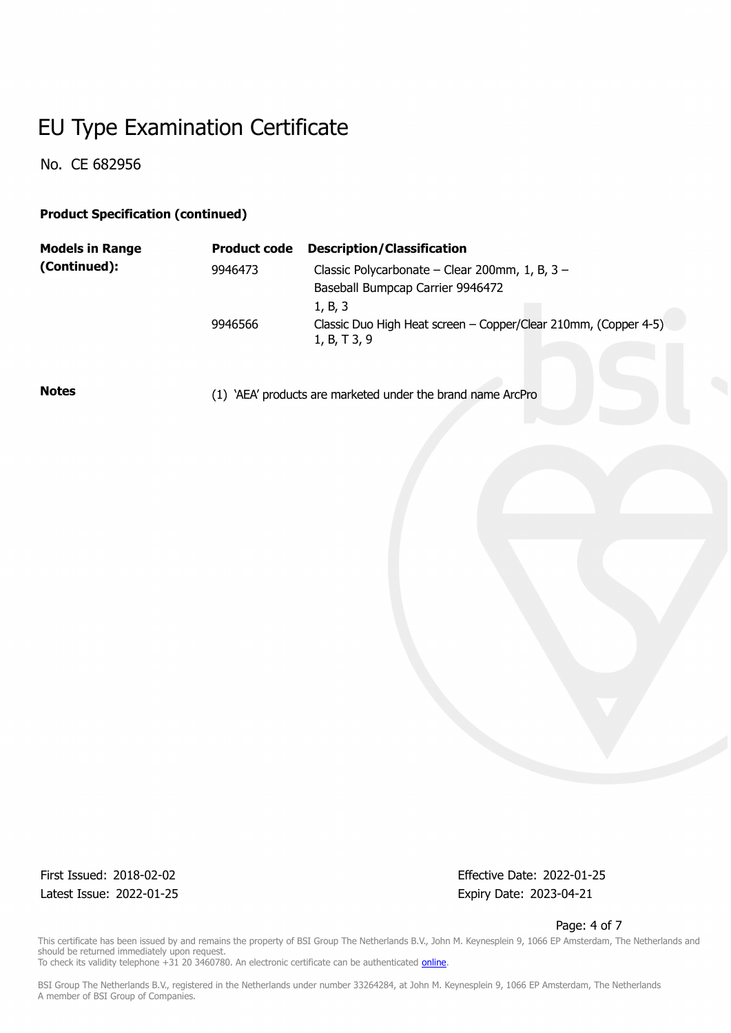# EU Type Examination Certificate

No. CE 682956

**Product Specification (continued)**

| Models in Range (Continued): | Product code | Description/Classification |
|---|---|---|
| | 9946473 | Classic Polycarbonate – Clear 200mm, 1, B, 3 – Baseball Bumpcap Carrier 9946472 1, B, 3 |
| | 9946566 | Classic Duo High Heat screen – Copper/Clear 210mm, (Copper 4-5) 1, B, T 3, 9 |

**Notes**

(1) 'AEA' products are marketed under the brand name ArcPro

First Issued: 2018-02-02
Latest Issue: 2022-01-25

Effective Date: 2022-01-25
Expiry Date: 2023-04-21

This certificate has been issued by and remains the property of BSI Group The Netherlands B.V., John M. Keynesplein 9, 1066 EP Amsterdam, The Netherlands and should be returned immediately upon request.
To check its validity telephone +31 20 3460780. An electronic certificate can be authenticated online.

BSI Group The Netherlands B.V., registered in the Netherlands under number 33264284, at John M. Keynesplein 9, 1066 EP Amsterdam, The Netherlands
A member of BSI Group of Companies.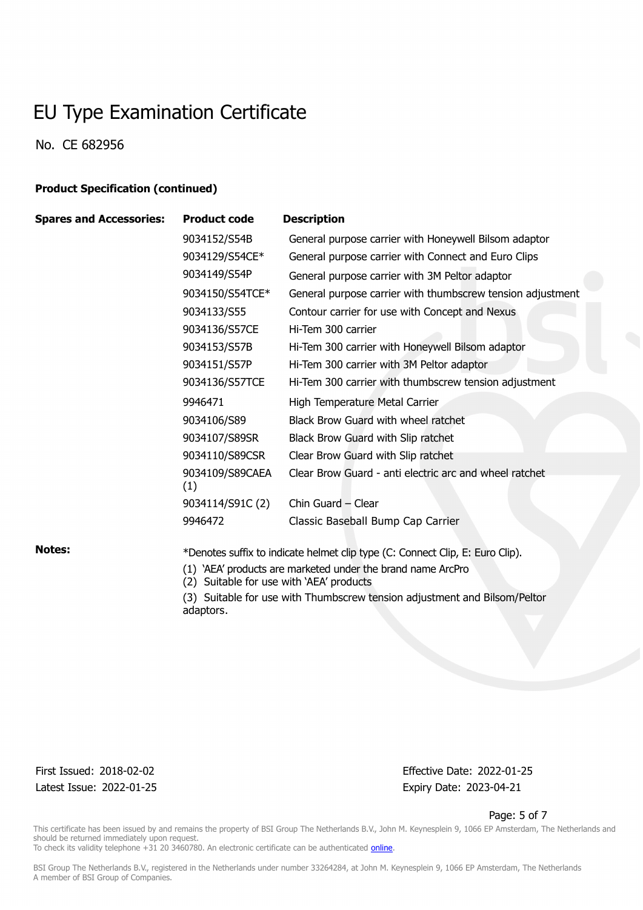# EU Type Examination Certificate

No. CE 682956

**Product Specification (continued)**

| Spares and Accessories: | Product code | Description |
|---|---|---|
| | 9034152/S54B | General purpose carrier with Honeywell Bilsom adaptor |
| | 9034129/S54CE* | General purpose carrier with Connect and Euro Clips |
| | 9034149/S54P | General purpose carrier with 3M Peltor adaptor |
| | 9034150/S54TCE* | General purpose carrier with thumbscrew tension adjustment |
| | 9034133/S55 | Contour carrier for use with Concept and Nexus |
| | 9034136/S57CE | Hi-Tem 300 carrier |
| | 9034153/S57B | Hi-Tem 300 carrier with Honeywell Bilsom adaptor |
| | 9034151/S57P | Hi-Tem 300 carrier with 3M Peltor adaptor |
| | 9034136/S57TCE | Hi-Tem 300 carrier with thumbscrew tension adjustment |
| | 9946471 | High Temperature Metal Carrier |
| | 9034106/S89 | Black Brow Guard with wheel ratchet |
| | 9034107/S89SR | Black Brow Guard with Slip ratchet |
| | 9034110/S89CSR | Clear Brow Guard with Slip ratchet |
| | 9034109/S89CAEA (1) | Clear Brow Guard - anti electric arc and wheel ratchet |
| | 9034114/S91C (2) | Chin Guard – Clear |
| | 9946472 | Classic Baseball Bump Cap Carrier |

**Notes:**

*Denotes suffix to indicate helmet clip type (C: Connect Clip, E: Euro Clip).

(1) 'AEA' products are marketed under the brand name ArcPro
(2) Suitable for use with 'AEA' products

(3) Suitable for use with Thumbscrew tension adjustment and Bilsom/Peltor adaptors.

First Issued: 2018-02-02
Latest Issue: 2022-01-25

Effective Date: 2022-01-25
Expiry Date: 2023-04-21

This certificate has been issued by and remains the property of BSI Group The Netherlands B.V., John M. Keynesplein 9, 1066 EP Amsterdam, The Netherlands and should be returned immediately upon request.
To check its validity telephone +31 20 3460780. An electronic certificate can be authenticated online.

BSI Group The Netherlands B.V., registered in the Netherlands under number 33264284, at John M. Keynesplein 9, 1066 EP Amsterdam, The Netherlands
A member of BSI Group of Companies.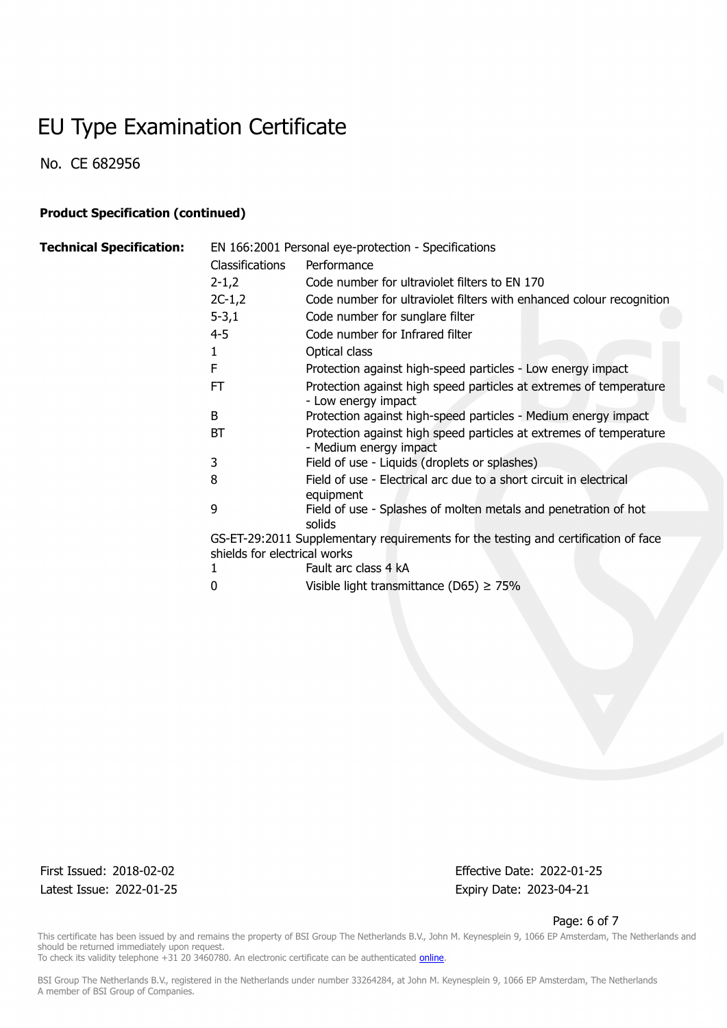// EU Type Examination Certificate

No. CE 682956

**Product Specification (continued)**

**Technical Specification:** EN 166:2001 Personal eye-protection - Specifications

| Classifications | Performance |
| --- | --- |
| 2-1,2 | Code number for ultraviolet filters to EN 170 |
| 2C-1,2 | Code number for ultraviolet filters with enhanced colour recognition |
| 5-3,1 | Code number for sunglare filter |
| 4-5 | Code number for Infrared filter |
| 1 | Optical class |
| F | Protection against high-speed particles - Low energy impact |
| FT | Protection against high speed particles at extremes of temperature - Low energy impact |
| B | Protection against high-speed particles - Medium energy impact |
| BT | Protection against high speed particles at extremes of temperature - Medium energy impact |
| 3 | Field of use - Liquids (droplets or splashes) |
| 8 | Field of use - Electrical arc due to a short circuit in electrical equipment |
| 9 | Field of use - Splashes of molten metals and penetration of hot solids |

GS-ET-29:2011 Supplementary requirements for the testing and certification of face shields for electrical works

| Classifications | Performance |
| --- | --- |
| 1 | Fault arc class 4 kA |
| 0 | Visible light transmittance (D65) ≥ 75% |

First Issued: 2018-02-02
Latest Issue: 2022-01-25

Effective Date: 2022-01-25
Expiry Date: 2023-04-21

This certificate has been issued by and remains the property of BSI Group The Netherlands B.V., John M. Keynesplein 9, 1066 EP Amsterdam, The Netherlands and should be returned immediately upon request.
To check its validity telephone +31 20 3460780. An electronic certificate can be authenticated online.

BSI Group The Netherlands B.V., registered in the Netherlands under number 33264284, at John M. Keynesplein 9, 1066 EP Amsterdam, The Netherlands
A member of BSI Group of Companies.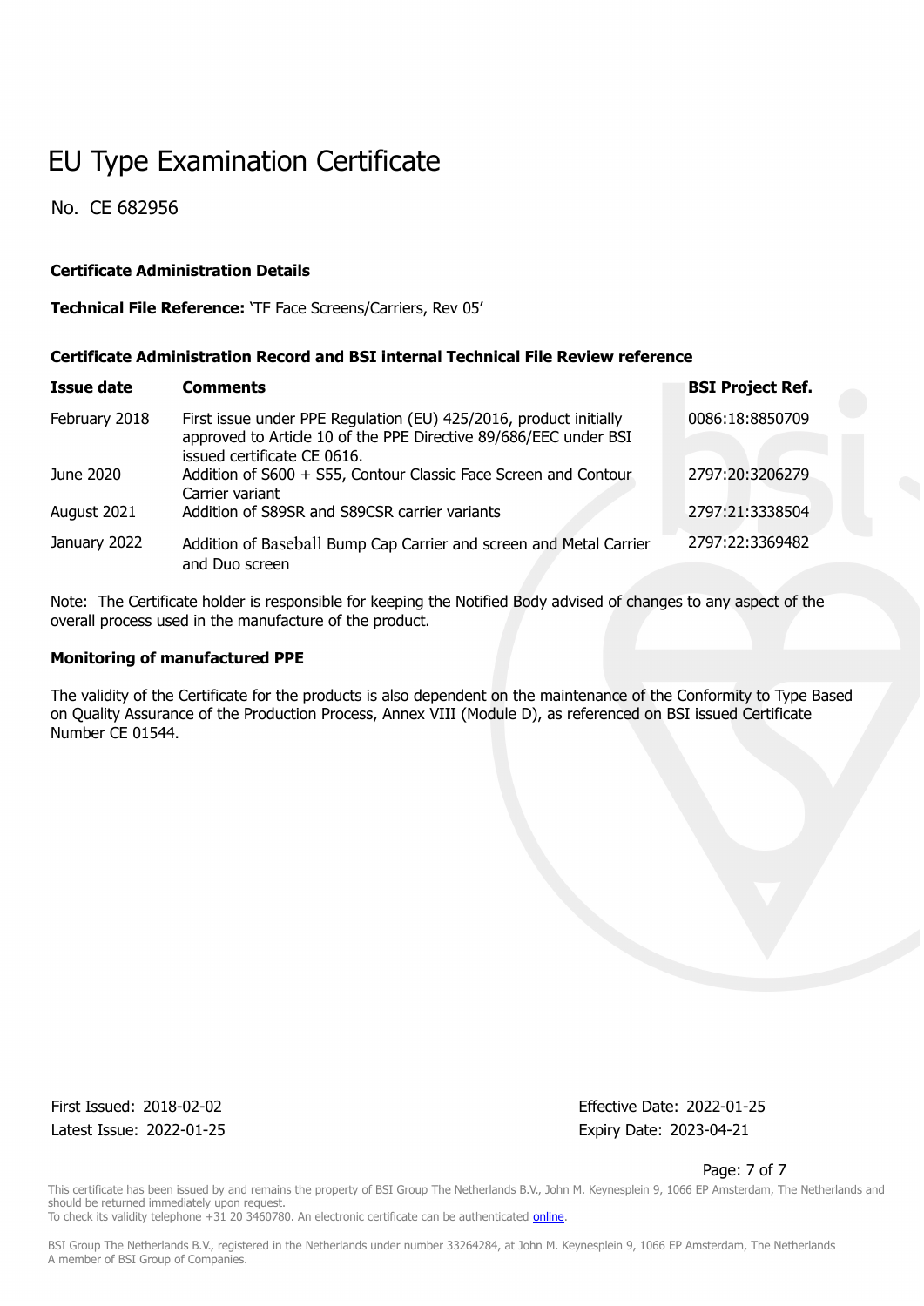# EU Type Examination Certificate

No. CE 682956

### Certificate Administration Details

**Technical File Reference:** 'TF Face Screens/Carriers, Rev 05'

### Certificate Administration Record and BSI internal Technical File Review reference

| Issue date | Comments | BSI Project Ref. |
|---|---|---|
| February 2018 | First issue under PPE Regulation (EU) 425/2016, product initially approved to Article 10 of the PPE Directive 89/686/EEC under BSI issued certificate CE 0616. | 0086:18:8850709 |
| June 2020 | Addition of S600 + S55, Contour Classic Face Screen and Contour Carrier variant | 2797:20:3206279 |
| August 2021 | Addition of S89SR and S89CSR carrier variants | 2797:21:3338504 |
| January 2022 | Addition of Baseball Bump Cap Carrier and screen and Metal Carrier and Duo screen | 2797:22:3369482 |

Note: The Certificate holder is responsible for keeping the Notified Body advised of changes to any aspect of the overall process used in the manufacture of the product.

### Monitoring of manufactured PPE

The validity of the Certificate for the products is also dependent on the maintenance of the Conformity to Type Based on Quality Assurance of the Production Process, Annex VIII (Module D), as referenced on BSI issued Certificate Number CE 01544.

First Issued: 2018-02-02
Latest Issue: 2022-01-25

Effective Date: 2022-01-25
Expiry Date: 2023-04-21

This certificate has been issued by and remains the property of BSI Group The Netherlands B.V., John M. Keynesplein 9, 1066 EP Amsterdam, The Netherlands and should be returned immediately upon request.
To check its validity telephone +31 20 3460780. An electronic certificate can be authenticated online.

BSI Group The Netherlands B.V., registered in the Netherlands under number 33264284, at John M. Keynesplein 9, 1066 EP Amsterdam, The Netherlands
A member of BSI Group of Companies.